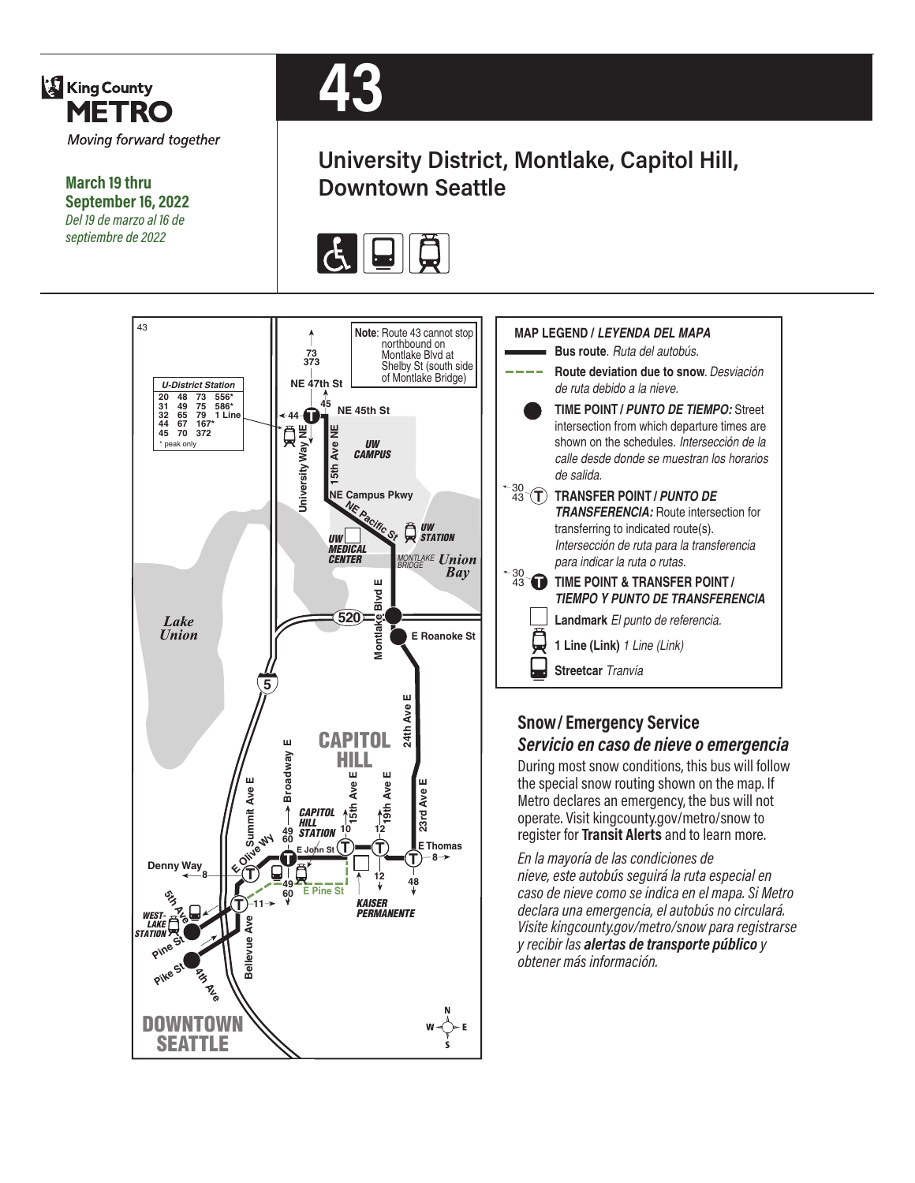King County METRO

*Moving forward together*

**March 19 thru September 16, 2022**
*Del 19 de marzo al 16 de septiembre de 2022*

# 43

## University District, Montlake, Capitol Hill, Downtown Seattle

**Note**: Route 43 cannot stop northbound on Montlake Blvd at Shelby St (south side of Montlake Bridge)

| U-District Station | | | |
|---|---|---|---|
| 20 | 48 | 73 | 556* |
| 31 | 49 | 75 | 586* |
| 32 | 65 | 79 | 1 Line |
| 44 | 67 | 167* | |
| 45 | 70 | 372 | |

\* peak only

### MAP LEGEND / *LEYENDA DEL MAPA*

- **Bus route**. *Ruta del autobús.*
- **Route deviation due to snow**. *Desviación de ruta debido a la nieve.*
- **TIME POINT / *PUNTO DE TIEMPO:*** Street intersection from which departure times are shown on the schedules. *Intersección de la calle desde donde se muestran los horarios de salida.*
- **TRANSFER POINT / *PUNTO DE TRANSFERENCIA:*** Route intersection for transferring to indicated route(s). *Intersección de ruta para la transferencia para indicar la ruta o rutas.*
- **TIME POINT & TRANSFER POINT / *TIEMPO Y PUNTO DE TRANSFERENCIA***
- **Landmark** *El punto de referencia.*
- **1 Line (Link)** *1 Line (Link)*
- **Streetcar** *Tranvía*

### Snow/Emergency Service
### *Servicio en caso de nieve o emergencia*

During most snow conditions, this bus will follow the special snow routing shown on the map. If Metro declares an emergency, the bus will not operate. Visit kingcounty.gov/metro/snow to register for **Transit Alerts** and to learn more.

*En la mayoría de las condiciones de nieve, este autobús seguirá la ruta especial en caso de nieve como se indica en el mapa. Si Metro declara una emergencia, el autobús no circulará. Visite kingcounty.gov/metro/snow para registrarse y recibir las **alertas de transporte público** y obtener más información.*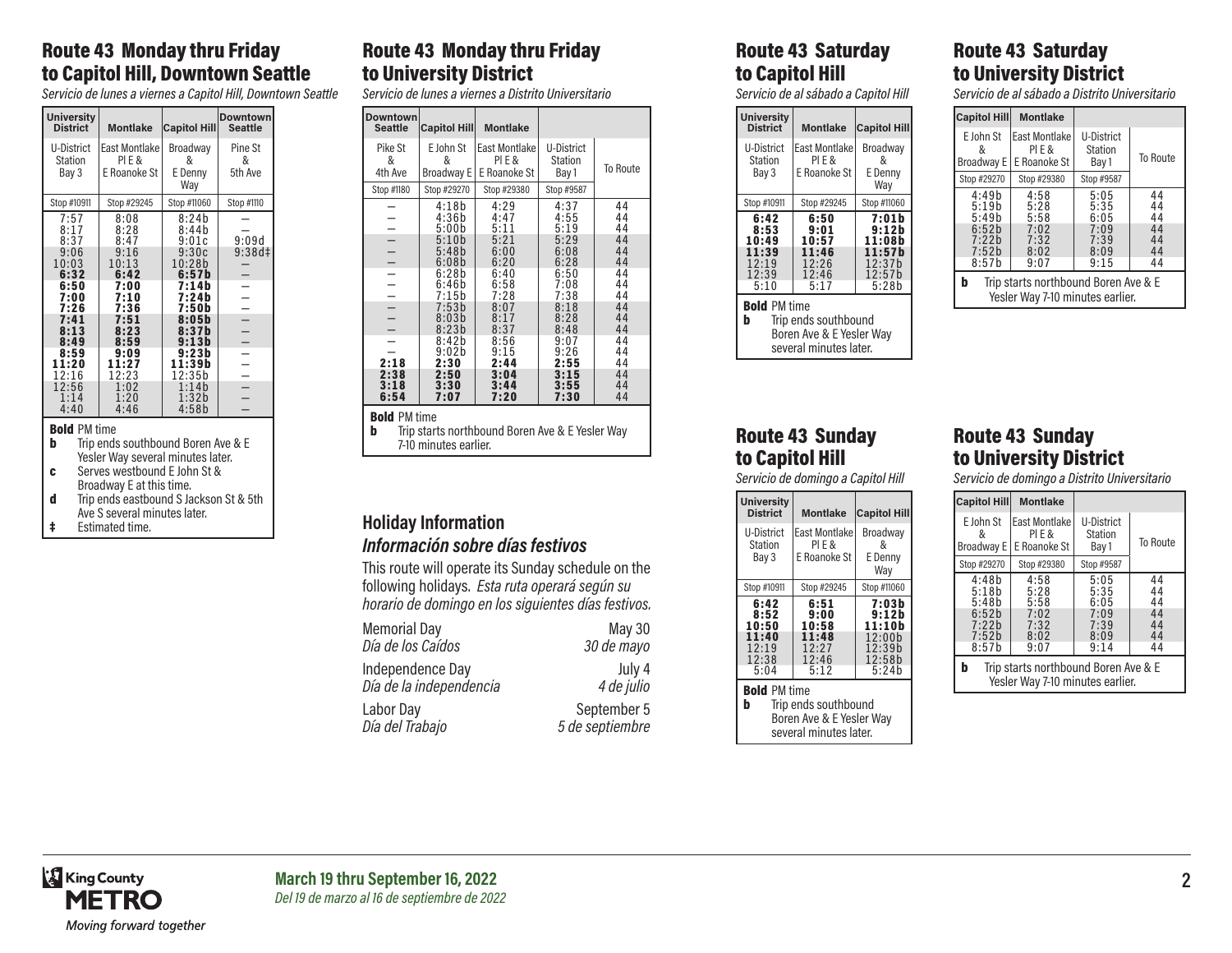## Route 43 Monday thru Friday to Capitol Hill, Downtown Seattle

*Servicio de lunes a viernes a Capitol Hill, Downtown Seattle*

| University District | Montlake | Capitol Hill | Downtown Seattle |
|---|---|---|---|
| U-District Station Bay 3 | East Montlake Pl E & E Roanoke St | Broadway & E Denny Way | Pine St & 5th Ave |
| Stop #10911 | Stop #29245 | Stop #11060 | Stop #1110 |
| 7:57 | 8:08 | 8:24b | – |
| 8:17 | 8:28 | 8:44b | – |
| 8:37 | 8:47 | 9:01c | 9:09d |
| 9:06 | 9:16 | 9:30c | 9:38d‡ |
| 10:03 | 10:13 | 10:28b | – |
| **6:32** | **6:42** | **6:57b** | – |
| **6:50** | **7:00** | **7:14b** | – |
| **7:00** | **7:10** | **7:24b** | – |
| **7:26** | **7:36** | **7:50b** | – |
| **7:41** | **7:51** | **8:05b** | – |
| **8:13** | **8:23** | **8:37b** | – |
| **8:49** | **8:59** | **9:13b** | – |
| **8:59** | **9:09** | **9:23b** | – |
| **11:20** | **11:27** | **11:39b** | – |
| 12:16 | 12:23 | 12:35b | – |
| 12:56 | 1:02 | 1:14b | – |
| 1:14 | 1:20 | 1:32b | – |
| 4:40 | 4:46 | 4:58b | – |

**Bold** PM time
**b** Trip ends southbound Boren Ave & E Yesler Way several minutes later.
**c** Serves westbound E John St & Broadway E at this time.
**d** Trip ends eastbound S Jackson St & 5th Ave S several minutes later.
**‡** Estimated time.

## Route 43 Monday thru Friday to University District

*Servicio de lunes a viernes a Distrito Universitario*

| Downtown Seattle | Capitol Hill | Montlake | | |
|---|---|---|---|---|
| Pike St & 4th Ave | E John St & Broadway E | East Montlake Pl E & E Roanoke St | U-District Station Bay 1 | To Route |
| Stop #1180 | Stop #29270 | Stop #29380 | Stop #9587 | |
| – | 4:18b | 4:29 | 4:37 | 44 |
| – | 4:36b | 4:47 | 4:55 | 44 |
| – | 5:00b | 5:11 | 5:19 | 44 |
| – | 5:10b | 5:21 | 5:29 | 44 |
| – | 5:48b | 6:00 | 6:08 | 44 |
| – | 6:08b | 6:20 | 6:28 | 44 |
| – | 6:28b | 6:40 | 6:50 | 44 |
| – | 6:46b | 6:58 | 7:08 | 44 |
| – | 7:15b | 7:28 | 7:38 | 44 |
| – | 7:53b | 8:07 | 8:18 | 44 |
| – | 8:03b | 8:17 | 8:28 | 44 |
| – | 8:23b | 8:37 | 8:48 | 44 |
| – | 8:42b | 8:56 | 9:07 | 44 |
| – | 9:02b | 9:15 | 9:26 | 44 |
| **2:18** | **2:30** | **2:44** | **2:55** | 44 |
| **2:38** | **2:50** | **3:04** | **3:15** | 44 |
| **3:18** | **3:30** | **3:44** | **3:55** | 44 |
| **6:54** | **7:07** | **7:20** | **7:30** | 44 |

**Bold** PM time
**b** Trip starts northbound Boren Ave & E Yesler Way 7-10 minutes earlier.

## Holiday Information
## *Información sobre días festivos*

This route will operate its Sunday schedule on the following holidays. *Esta ruta operará según su horario de domingo en los siguientes días festivos.*

| | |
|---|---|
| Memorial Day *Día de los Caídos* | May 30 *30 de mayo* |
| Independence Day *Día de la independencia* | July 4 *4 de julio* |
| Labor Day *Día del Trabajo* | September 5 *5 de septiembre* |

## Route 43 Saturday to Capitol Hill

*Servicio de al sábado a Capitol Hill*

| University District | Montlake | Capitol Hill |
|---|---|---|
| U-District Station Bay 3 | East Montlake Pl E & E Roanoke St | Broadway & E Denny Way |
| Stop #10911 | Stop #29245 | Stop #11060 |
| **6:42** | **6:50** | **7:01b** |
| **8:53** | **9:01** | **9:12b** |
| **10:49** | **10:57** | **11:08b** |
| **11:39** | **11:46** | **11:57b** |
| 12:19 | 12:26 | 12:37b |
| 12:39 | 12:46 | 12:57b |
| 5:10 | 5:17 | 5:28b |

**Bold** PM time
**b** Trip ends southbound Boren Ave & E Yesler Way several minutes later.

## Route 43 Saturday to University District

*Servicio de al sábado a Distrito Universitario*

| Capitol Hill | Montlake | | |
|---|---|---|---|
| E John St & Broadway E | East Montlake Pl E & E Roanoke St | U-District Station Bay 1 | To Route |
| Stop #29270 | Stop #29380 | Stop #9587 | |
| 4:49b | 4:58 | 5:05 | 44 |
| 5:19b | 5:28 | 5:35 | 44 |
| 5:49b | 5:58 | 6:05 | 44 |
| 6:52b | 7:02 | 7:09 | 44 |
| 7:22b | 7:32 | 7:39 | 44 |
| 7:52b | 8:02 | 8:09 | 44 |
| 8:57b | 9:07 | 9:15 | 44 |

**b** Trip starts northbound Boren Ave & E Yesler Way 7-10 minutes earlier.

## Route 43 Sunday to Capitol Hill

*Servicio de domingo a Capitol Hill*

| University District | Montlake | Capitol Hill |
|---|---|---|
| U-District Station Bay 3 | East Montlake Pl E & E Roanoke St | Broadway & E Denny Way |
| Stop #10911 | Stop #29245 | Stop #11060 |
| **6:42** | **6:51** | **7:03b** |
| **8:52** | **9:00** | **9:12b** |
| **10:50** | **10:58** | **11:10b** |
| **11:40** | **11:48** | 12:00b |
| 12:19 | 12:27 | 12:39b |
| 12:38 | 12:46 | 12:58b |
| 5:04 | 5:12 | 5:24b |

**Bold** PM time
**b** Trip ends southbound Boren Ave & E Yesler Way several minutes later.

## Route 43 Sunday to University District

*Servicio de domingo a Distrito Universitario*

| Capitol Hill | Montlake | | |
|---|---|---|---|
| E John St & Broadway E | East Montlake Pl E & E Roanoke St | U-District Station Bay 1 | To Route |
| Stop #29270 | Stop #29380 | Stop #9587 | |
| 4:48b | 4:58 | 5:05 | 44 |
| 5:18b | 5:28 | 5:35 | 44 |
| 5:48b | 5:58 | 6:05 | 44 |
| 6:52b | 7:02 | 7:09 | 44 |
| 7:22b | 7:32 | 7:39 | 44 |
| 7:52b | 8:02 | 8:09 | 44 |
| 8:57b | 9:07 | 9:14 | 44 |

**b** Trip starts northbound Boren Ave & E Yesler Way 7-10 minutes earlier.

King County METRO
*Moving forward together*

**March 19 thru September 16, 2022**
*Del 19 de marzo al 16 de septiembre de 2022*